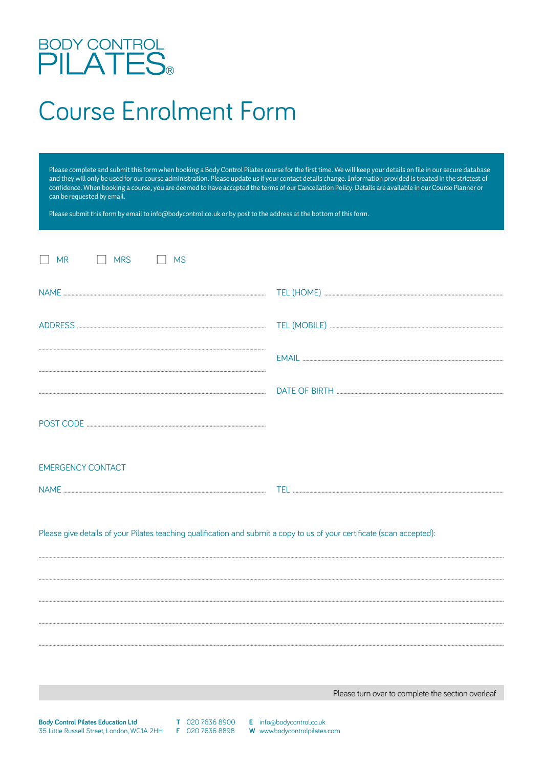BODY CONTROL
PILATES®

# Course Enrolment Form

Please complete and submit this form when booking a Body Control Pilates course for the first time. We will keep your details on file in our secure database and they will only be used for our course administration. Please update us if your contact details change. Information provided is treated in the strictest of confidence. When booking a course, you are deemed to have accepted the terms of our Cancellation Policy. Details are available in our Course Planner or can be requested by email.

Please submit this form by email to info@bodycontrol.co.uk or by post to the address at the bottom of this form.

☐ MR ☐ MRS ☐ MS

NAME ..............................................................

ADDRESS ..............................................................

..............................................................

..............................................................

..............................................................

POST CODE ..............................................................

TEL (HOME) ..............................................................

TEL (MOBILE) ..............................................................

EMAIL ..............................................................

DATE OF BIRTH ..............................................................

EMERGENCY CONTACT

NAME .............................................................. TEL ..............................................................

Please give details of your Pilates teaching qualification and submit a copy to us of your certificate (scan accepted):

..............................................................

..............................................................

..............................................................

..............................................................

..............................................................

Please turn over to complete the section overleaf

**Body Control Pilates Education Ltd**
35 Little Russell Street, London, WC1A 2HH

**T** 020 7636 8900
**F** 020 7636 8898

**E** info@bodycontrol.co.uk
**W** www.bodycontrolpilates.com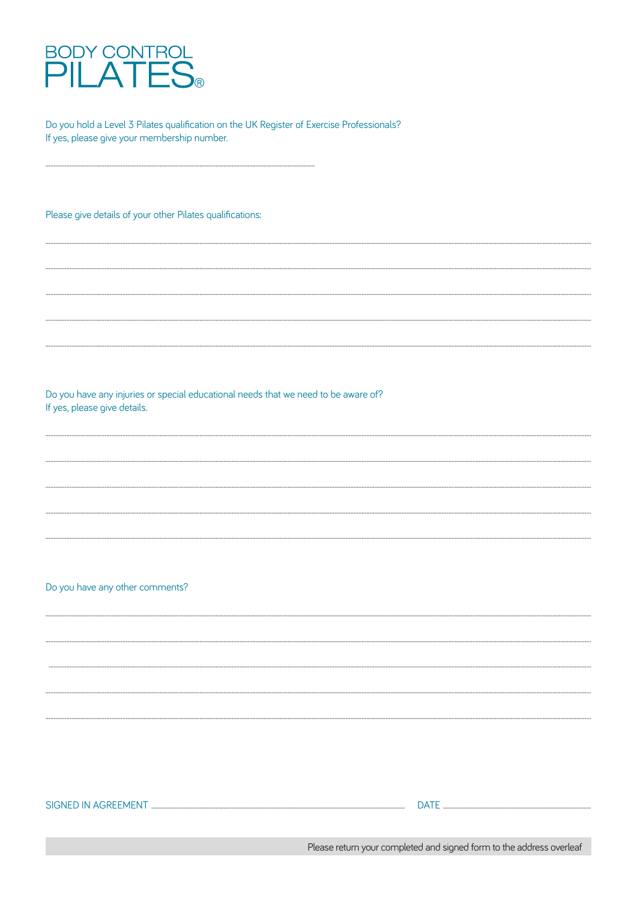BODY CONTROL
PILATES®

Do you hold a Level 3 Pilates qualification on the UK Register of Exercise Professionals?
If yes, please give your membership number.

..............................................................................................................

Please give details of your other Pilates qualifications:

..............................................................................................................

..............................................................................................................

..............................................................................................................

..............................................................................................................

..............................................................................................................

Do you have any injuries or special educational needs that we need to be aware of?
If yes, please give details.

..............................................................................................................

..............................................................................................................

..............................................................................................................

..............................................................................................................

..............................................................................................................

Do you have any other comments?

..............................................................................................................

..............................................................................................................

..............................................................................................................

..............................................................................................................

..............................................................................................................

SIGNED IN AGREEMENT .............................................................. DATE ..............................

Please return your completed and signed form to the address overleaf